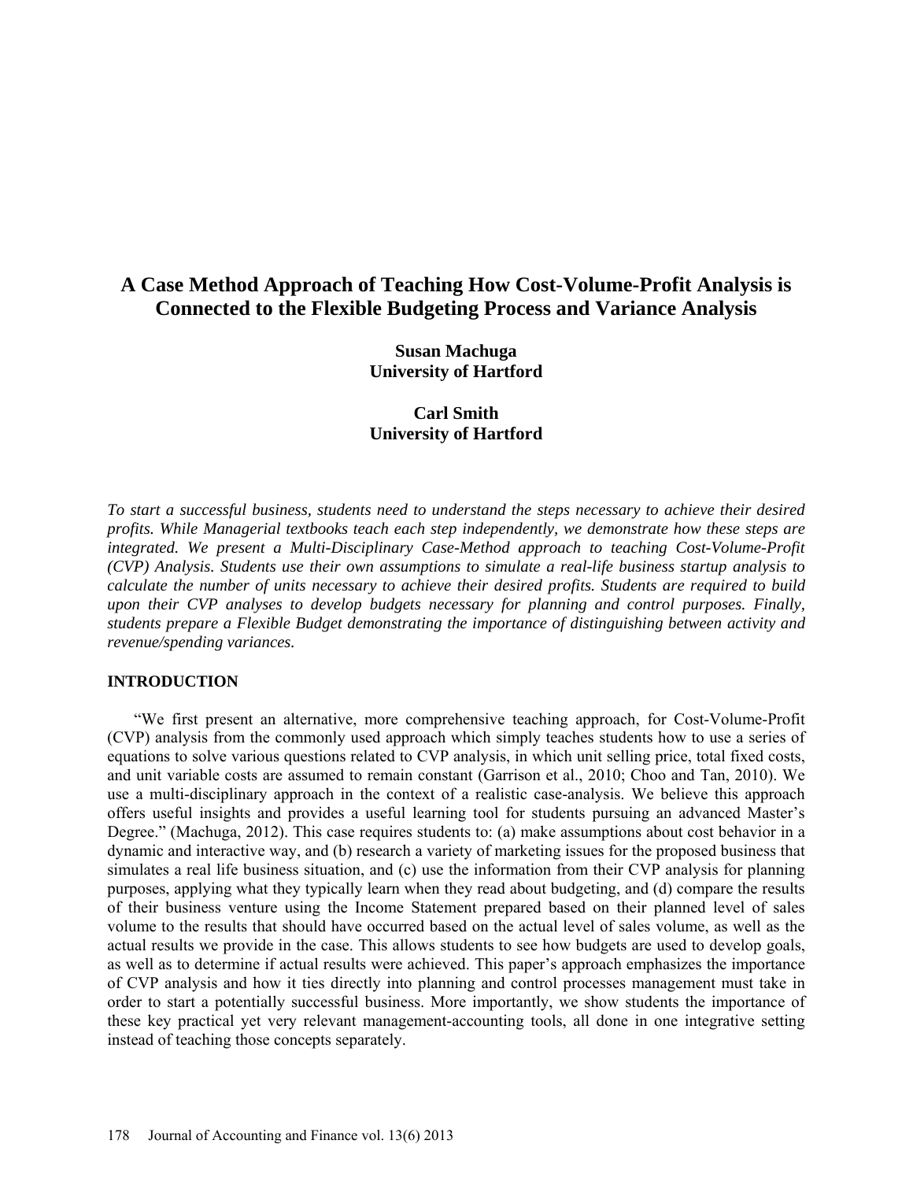# A Case Method Approach of Teaching How Cost-Volume-Profit Analysis is Connected to the Flexible Budgeting Process and Variance Analysis

**Susan Machuga**
**University of Hartford**

**Carl Smith**
**University of Hartford**

*To start a successful business, students need to understand the steps necessary to achieve their desired profits. While Managerial textbooks teach each step independently, we demonstrate how these steps are integrated. We present a Multi-Disciplinary Case-Method approach to teaching Cost-Volume-Profit (CVP) Analysis. Students use their own assumptions to simulate a real-life business startup analysis to calculate the number of units necessary to achieve their desired profits. Students are required to build upon their CVP analyses to develop budgets necessary for planning and control purposes. Finally, students prepare a Flexible Budget demonstrating the importance of distinguishing between activity and revenue/spending variances.*

## INTRODUCTION

"We first present an alternative, more comprehensive teaching approach, for Cost-Volume-Profit (CVP) analysis from the commonly used approach which simply teaches students how to use a series of equations to solve various questions related to CVP analysis, in which unit selling price, total fixed costs, and unit variable costs are assumed to remain constant (Garrison et al., 2010; Choo and Tan, 2010). We use a multi-disciplinary approach in the context of a realistic case-analysis. We believe this approach offers useful insights and provides a useful learning tool for students pursuing an advanced Master's Degree." (Machuga, 2012). This case requires students to: (a) make assumptions about cost behavior in a dynamic and interactive way, and (b) research a variety of marketing issues for the proposed business that simulates a real life business situation, and (c) use the information from their CVP analysis for planning purposes, applying what they typically learn when they read about budgeting, and (d) compare the results of their business venture using the Income Statement prepared based on their planned level of sales volume to the results that should have occurred based on the actual level of sales volume, as well as the actual results we provide in the case. This allows students to see how budgets are used to develop goals, as well as to determine if actual results were achieved. This paper's approach emphasizes the importance of CVP analysis and how it ties directly into planning and control processes management must take in order to start a potentially successful business. More importantly, we show students the importance of these key practical yet very relevant management-accounting tools, all done in one integrative setting instead of teaching those concepts separately.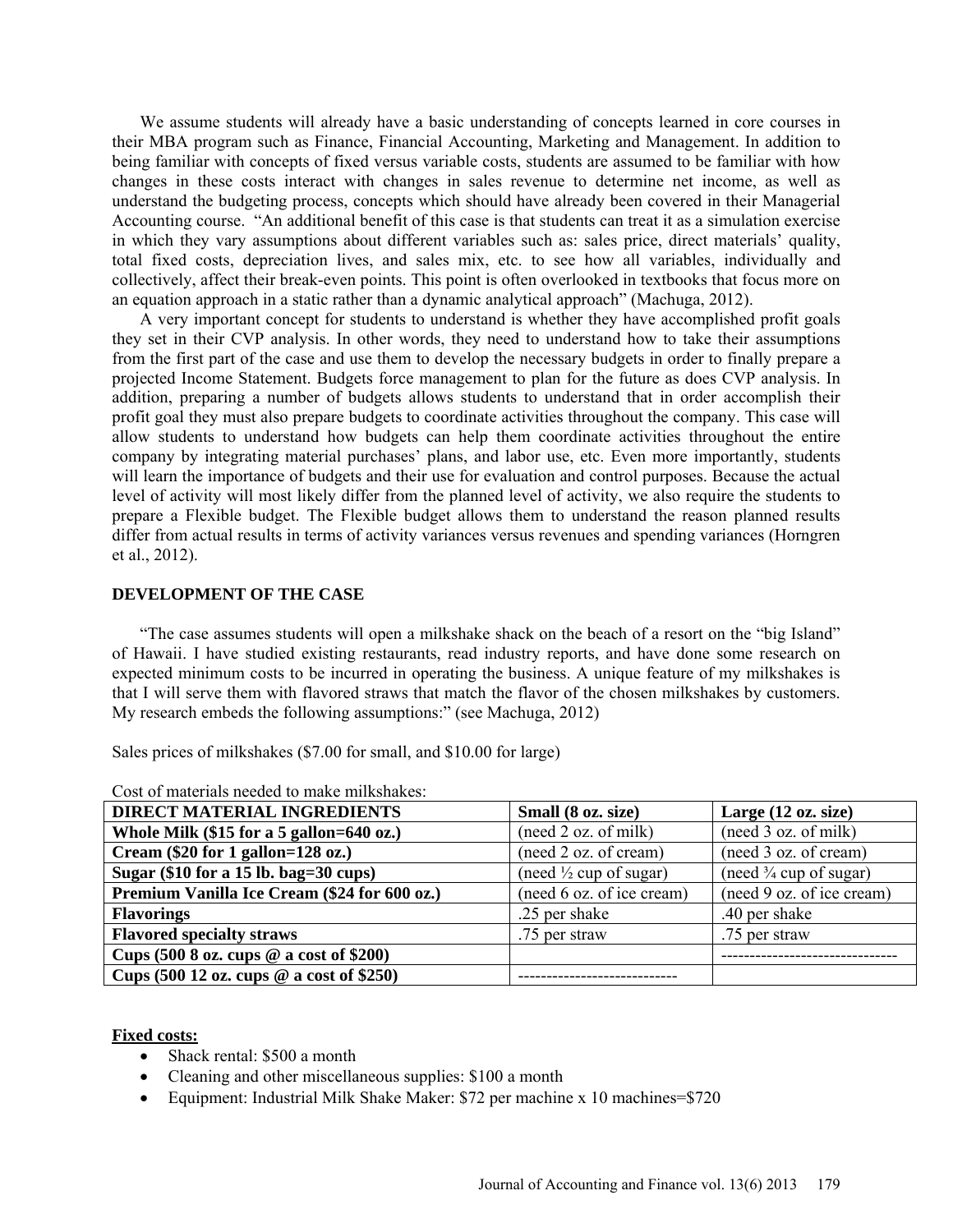We assume students will already have a basic understanding of concepts learned in core courses in their MBA program such as Finance, Financial Accounting, Marketing and Management. In addition to being familiar with concepts of fixed versus variable costs, students are assumed to be familiar with how changes in these costs interact with changes in sales revenue to determine net income, as well as understand the budgeting process, concepts which should have already been covered in their Managerial Accounting course. "An additional benefit of this case is that students can treat it as a simulation exercise in which they vary assumptions about different variables such as: sales price, direct materials' quality, total fixed costs, depreciation lives, and sales mix, etc. to see how all variables, individually and collectively, affect their break-even points. This point is often overlooked in textbooks that focus more on an equation approach in a static rather than a dynamic analytical approach" (Machuga, 2012).

A very important concept for students to understand is whether they have accomplished profit goals they set in their CVP analysis. In other words, they need to understand how to take their assumptions from the first part of the case and use them to develop the necessary budgets in order to finally prepare a projected Income Statement. Budgets force management to plan for the future as does CVP analysis. In addition, preparing a number of budgets allows students to understand that in order accomplish their profit goal they must also prepare budgets to coordinate activities throughout the company. This case will allow students to understand how budgets can help them coordinate activities throughout the entire company by integrating material purchases' plans, and labor use, etc. Even more importantly, students will learn the importance of budgets and their use for evaluation and control purposes. Because the actual level of activity will most likely differ from the planned level of activity, we also require the students to prepare a Flexible budget. The Flexible budget allows them to understand the reason planned results differ from actual results in terms of activity variances versus revenues and spending variances (Horngren et al., 2012).

## DEVELOPMENT OF THE CASE

"The case assumes students will open a milkshake shack on the beach of a resort on the "big Island" of Hawaii. I have studied existing restaurants, read industry reports, and have done some research on expected minimum costs to be incurred in operating the business. A unique feature of my milkshakes is that I will serve them with flavored straws that match the flavor of the chosen milkshakes by customers. My research embeds the following assumptions:" (see Machuga, 2012)

Sales prices of milkshakes ($7.00 for small, and $10.00 for large)

Cost of materials needed to make milkshakes:

| DIRECT MATERIAL INGREDIENTS | Small (8 oz. size) | Large (12 oz. size) |
|---|---|---|
| **Whole Milk ($15 for a 5 gallon=640 oz.)** | (need 2 oz. of milk) | (need 3 oz. of milk) |
| **Cream ($20 for 1 gallon=128 oz.)** | (need 2 oz. of cream) | (need 3 oz. of cream) |
| **Sugar ($10 for a 15 lb. bag=30 cups)** | (need ½ cup of sugar) | (need ¾ cup of sugar) |
| **Premium Vanilla Ice Cream ($24 for 600 oz.)** | (need 6 oz. of ice cream) | (need 9 oz. of ice cream) |
| **Flavorings** | .25 per shake | .40 per shake |
| **Flavored specialty straws** | .75 per straw | .75 per straw |
| **Cups (500 8 oz. cups @ a cost of $200)** | | ------------------------------ |
| **Cups (500 12 oz. cups @ a cost of $250)** | ---------------------------- | |

**Fixed costs:**

- Shack rental: $500 a month
- Cleaning and other miscellaneous supplies: $100 a month
- Equipment: Industrial Milk Shake Maker: $72 per machine x 10 machines=$720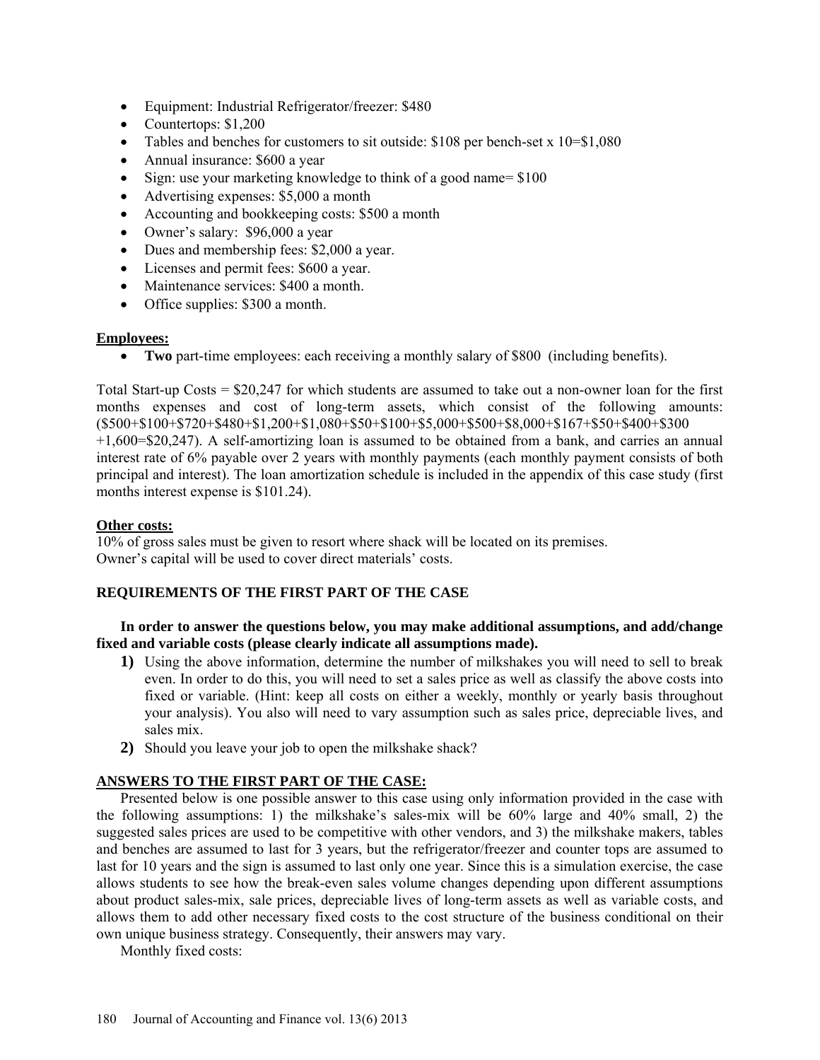- Equipment: Industrial Refrigerator/freezer: $480
- Countertops: $1,200
- Tables and benches for customers to sit outside: $108 per bench-set x 10=$1,080
- Annual insurance: $600 a year
- Sign: use your marketing knowledge to think of a good name= $100
- Advertising expenses: $5,000 a month
- Accounting and bookkeeping costs: $500 a month
- Owner's salary: $96,000 a year
- Dues and membership fees: $2,000 a year.
- Licenses and permit fees: $600 a year.
- Maintenance services: $400 a month.
- Office supplies: $300 a month.

**Employees:**

- **Two** part-time employees: each receiving a monthly salary of $800 (including benefits).

Total Start-up Costs = $20,247 for which students are assumed to take out a non-owner loan for the first months expenses and cost of long-term assets, which consist of the following amounts: ($500+$100+$720+$480+$1,200+$1,080+$50+$100+$5,000+$500+$8,000+$167+$50+$400+$300 +1,600=$20,247). A self-amortizing loan is assumed to be obtained from a bank, and carries an annual interest rate of 6% payable over 2 years with monthly payments (each monthly payment consists of both principal and interest). The loan amortization schedule is included in the appendix of this case study (first months interest expense is $101.24).

**Other costs:**

10% of gross sales must be given to resort where shack will be located on its premises.
Owner's capital will be used to cover direct materials' costs.

**REQUIREMENTS OF THE FIRST PART OF THE CASE**

**In order to answer the questions below, you may make additional assumptions, and add/change fixed and variable costs (please clearly indicate all assumptions made).**

1) Using the above information, determine the number of milkshakes you will need to sell to break even. In order to do this, you will need to set a sales price as well as classify the above costs into fixed or variable. (Hint: keep all costs on either a weekly, monthly or yearly basis throughout your analysis). You also will need to vary assumption such as sales price, depreciable lives, and sales mix.
2) Should you leave your job to open the milkshake shack?

**ANSWERS TO THE FIRST PART OF THE CASE:**

Presented below is one possible answer to this case using only information provided in the case with the following assumptions: 1) the milkshake's sales-mix will be 60% large and 40% small, 2) the suggested sales prices are used to be competitive with other vendors, and 3) the milkshake makers, tables and benches are assumed to last for 3 years, but the refrigerator/freezer and counter tops are assumed to last for 10 years and the sign is assumed to last only one year. Since this is a simulation exercise, the case allows students to see how the break-even sales volume changes depending upon different assumptions about product sales-mix, sale prices, depreciable lives of long-term assets as well as variable costs, and allows them to add other necessary fixed costs to the cost structure of the business conditional on their own unique business strategy. Consequently, their answers may vary.

Monthly fixed costs: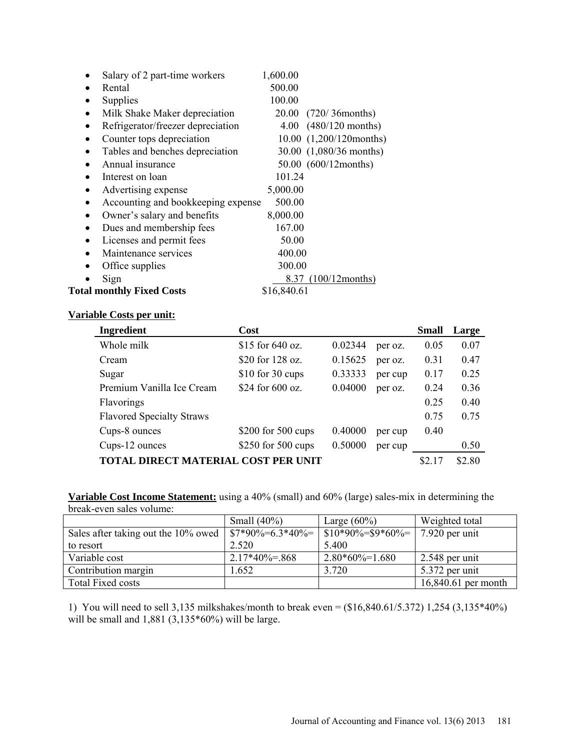- Salary of 2 part-time workers 1,600.00
- Rental 500.00
- Supplies 100.00
- Milk Shake Maker depreciation 20.00 (720/ 36months)
- Refrigerator/freezer depreciation 4.00 (480/120 months)
- Counter tops depreciation 10.00 (1,200/120months)
- Tables and benches depreciation 30.00 (1,080/36 months)
- Annual insurance 50.00 (600/12months)
- Interest on loan 101.24
- Advertising expense 5,000.00
- Accounting and bookkeeping expense 500.00
- Owner's salary and benefits 8,000.00
- Dues and membership fees 167.00
- Licenses and permit fees 50.00
- Maintenance services 400.00
- Office supplies 300.00
- Sign 8.37 (100/12months)

**Total monthly Fixed Costs** $16,840.61

**Variable Costs per unit:**

| Ingredient | Cost | | | Small | Large |
|---|---|---|---|---|---|
| Whole milk | $15 for 640 oz. | 0.02344 | per oz. | 0.05 | 0.07 |
| Cream | $20 for 128 oz. | 0.15625 | per oz. | 0.31 | 0.47 |
| Sugar | $10 for 30 cups | 0.33333 | per cup | 0.17 | 0.25 |
| Premium Vanilla Ice Cream | $24 for 600 oz. | 0.04000 | per oz. | 0.24 | 0.36 |
| Flavorings | | | | 0.25 | 0.40 |
| Flavored Specialty Straws | | | | 0.75 | 0.75 |
| Cups-8 ounces | $200 for 500 cups | 0.40000 | per cup | 0.40 | |
| Cups-12 ounces | $250 for 500 cups | 0.50000 | per cup | | 0.50 |
| **TOTAL DIRECT MATERIAL COST PER UNIT** | | | | $2.17 | $2.80 |

**Variable Cost Income Statement:** using a 40% (small) and 60% (large) sales-mix in determining the break-even sales volume:

| | Small (40%) | Large (60%) | Weighted total |
|---|---|---|---|
| Sales after taking out the 10% owed to resort | $7*90%=6.3*40%= 2.520 | $10*90%=$9*60%= 5.400 | 7.920 per unit |
| Variable cost | 2.17*40%=.868 | 2.80*60%=1.680 | 2.548 per unit |
| Contribution margin | 1.652 | 3.720 | 5.372 per unit |
| Total Fixed costs | | | 16,840.61 per month |

1) You will need to sell 3,135 milkshakes/month to break even = ($16,840.61/5.372) 1,254 (3,135*40%) will be small and 1,881 (3,135*60%) will be large.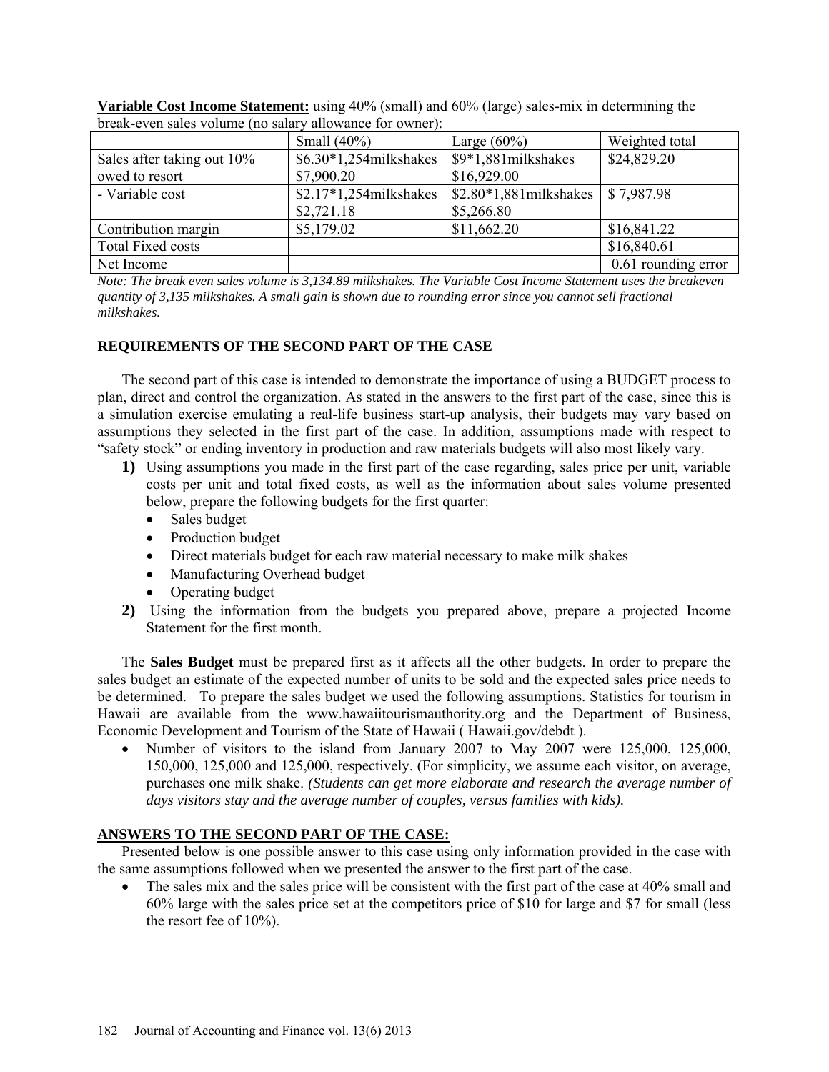**Variable Cost Income Statement:** using 40% (small) and 60% (large) sales-mix in determining the break-even sales volume (no salary allowance for owner):

| | Small (40%) | Large (60%) | Weighted total |
|---|---|---|---|
| Sales after taking out 10% owed to resort | $6.30*1,254milkshakes $7,900.20 | $9*1,881milkshakes $16,929.00 | $24,829.20 |
| - Variable cost | $2.17*1,254milkshakes $2,721.18 | $2.80*1,881milkshakes $5,266.80 | $ 7,987.98 |
| Contribution margin | $5,179.02 | $11,662.20 | $16,841.22 |
| Total Fixed costs | | | $16,840.61 |
| Net Income | | | 0.61 rounding error |

*Note: The break even sales volume is 3,134.89 milkshakes. The Variable Cost Income Statement uses the breakeven quantity of 3,135 milkshakes. A small gain is shown due to rounding error since you cannot sell fractional milkshakes.*

### REQUIREMENTS OF THE SECOND PART OF THE CASE

The second part of this case is intended to demonstrate the importance of using a BUDGET process to plan, direct and control the organization. As stated in the answers to the first part of the case, since this is a simulation exercise emulating a real-life business start-up analysis, their budgets may vary based on assumptions they selected in the first part of the case. In addition, assumptions made with respect to "safety stock" or ending inventory in production and raw materials budgets will also most likely vary.

**1)** Using assumptions you made in the first part of the case regarding, sales price per unit, variable costs per unit and total fixed costs, as well as the information about sales volume presented below, prepare the following budgets for the first quarter:
- Sales budget
- Production budget
- Direct materials budget for each raw material necessary to make milk shakes
- Manufacturing Overhead budget
- Operating budget

**2)** Using the information from the budgets you prepared above, prepare a projected Income Statement for the first month.

The **Sales Budget** must be prepared first as it affects all the other budgets. In order to prepare the sales budget an estimate of the expected number of units to be sold and the expected sales price needs to be determined. To prepare the sales budget we used the following assumptions. Statistics for tourism in Hawaii are available from the www.hawaiitourismauthority.org and the Department of Business, Economic Development and Tourism of the State of Hawaii ( Hawaii.gov/debdt ).

- Number of visitors to the island from January 2007 to May 2007 were 125,000, 125,000, 150,000, 125,000 and 125,000, respectively. (For simplicity, we assume each visitor, on average, purchases one milk shake. *(Students can get more elaborate and research the average number of days visitors stay and the average number of couples, versus families with kids).*

### ANSWERS TO THE SECOND PART OF THE CASE:

Presented below is one possible answer to this case using only information provided in the case with the same assumptions followed when we presented the answer to the first part of the case.

- The sales mix and the sales price will be consistent with the first part of the case at 40% small and 60% large with the sales price set at the competitors price of $10 for large and $7 for small (less the resort fee of 10%).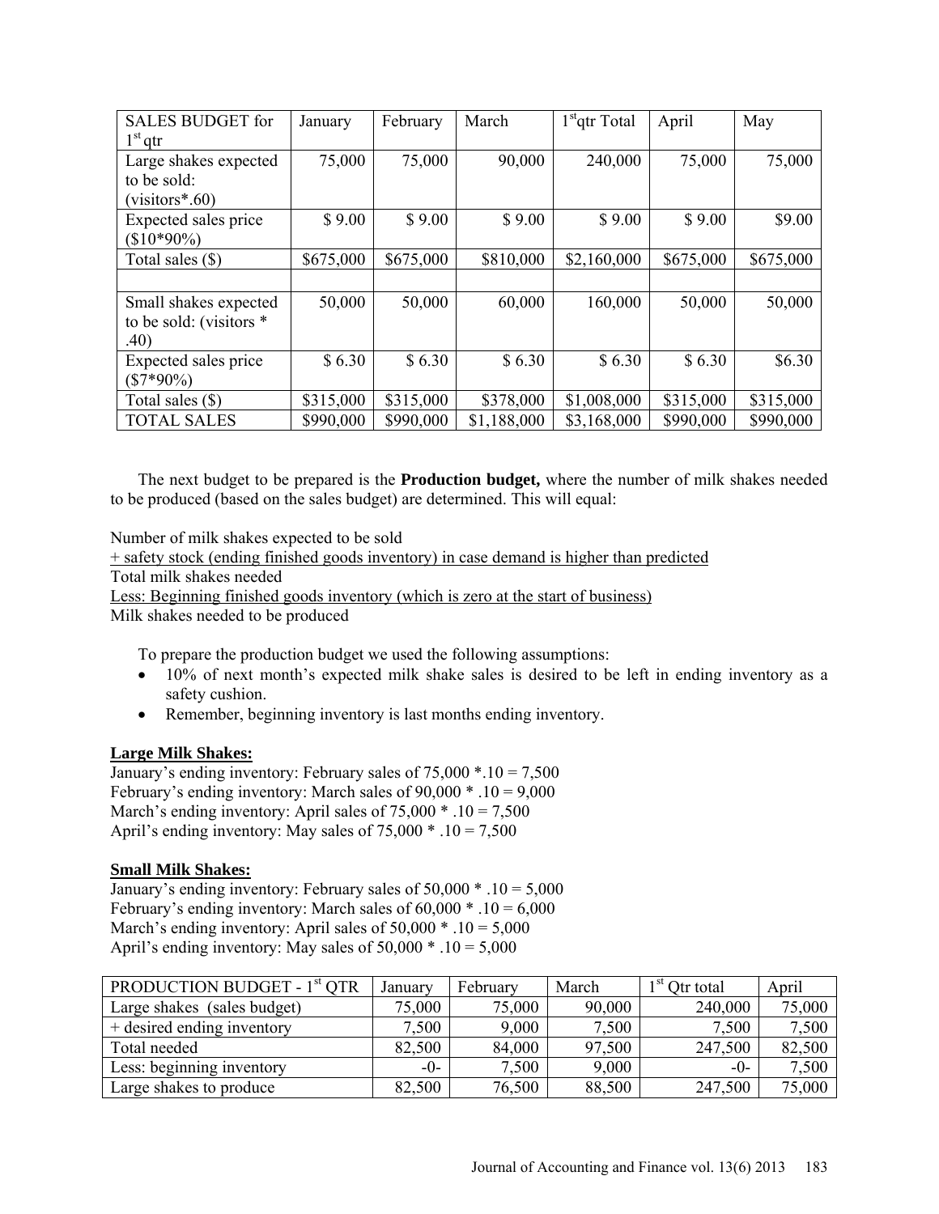| SALES BUDGET for 1st qtr | January | February | March | 1st qtr Total | April | May |
|---|---|---|---|---|---|---|
| Large shakes expected to be sold: (visitors*.60) | 75,000 | 75,000 | 90,000 | 240,000 | 75,000 | 75,000 |
| Expected sales price ($10*90%) | $ 9.00 | $ 9.00 | $ 9.00 | $ 9.00 | $ 9.00 | $9.00 |
| Total sales ($) | $675,000 | $675,000 | $810,000 | $2,160,000 | $675,000 | $675,000 |
| | | | | | | |
| Small shakes expected to be sold: (visitors * .40) | 50,000 | 50,000 | 60,000 | 160,000 | 50,000 | 50,000 |
| Expected sales price ($7*90%) | $ 6.30 | $ 6.30 | $ 6.30 | $ 6.30 | $ 6.30 | $6.30 |
| Total sales ($) | $315,000 | $315,000 | $378,000 | $1,008,000 | $315,000 | $315,000 |
| TOTAL SALES | $990,000 | $990,000 | $1,188,000 | $3,168,000 | $990,000 | $990,000 |

The next budget to be prepared is the **Production budget,** where the number of milk shakes needed to be produced (based on the sales budget) are determined. This will equal:

Number of milk shakes expected to be sold
+ safety stock (ending finished goods inventory) in case demand is higher than predicted
Total milk shakes needed
Less: Beginning finished goods inventory (which is zero at the start of business)
Milk shakes needed to be produced

To prepare the production budget we used the following assumptions:

- 10% of next month's expected milk shake sales is desired to be left in ending inventory as a safety cushion.
- Remember, beginning inventory is last months ending inventory.

**Large Milk Shakes:**
January's ending inventory: February sales of 75,000 *.10 = 7,500
February's ending inventory: March sales of 90,000 * .10 = 9,000
March's ending inventory: April sales of 75,000 * .10 = 7,500
April's ending inventory: May sales of 75,000 * .10 = 7,500

**Small Milk Shakes:**
January's ending inventory: February sales of 50,000 * .10 = 5,000
February's ending inventory: March sales of 60,000 * .10 = 6,000
March's ending inventory: April sales of 50,000 * .10 = 5,000
April's ending inventory: May sales of 50,000 * .10 = 5,000

| PRODUCTION BUDGET - 1st QTR | January | February | March | 1st Qtr total | April |
|---|---|---|---|---|---|
| Large shakes (sales budget) | 75,000 | 75,000 | 90,000 | 240,000 | 75,000 |
| + desired ending inventory | 7,500 | 9,000 | 7,500 | 7,500 | 7,500 |
| Total needed | 82,500 | 84,000 | 97,500 | 247,500 | 82,500 |
| Less: beginning inventory | -0- | 7,500 | 9,000 | -0- | 7,500 |
| Large shakes to produce | 82,500 | 76,500 | 88,500 | 247,500 | 75,000 |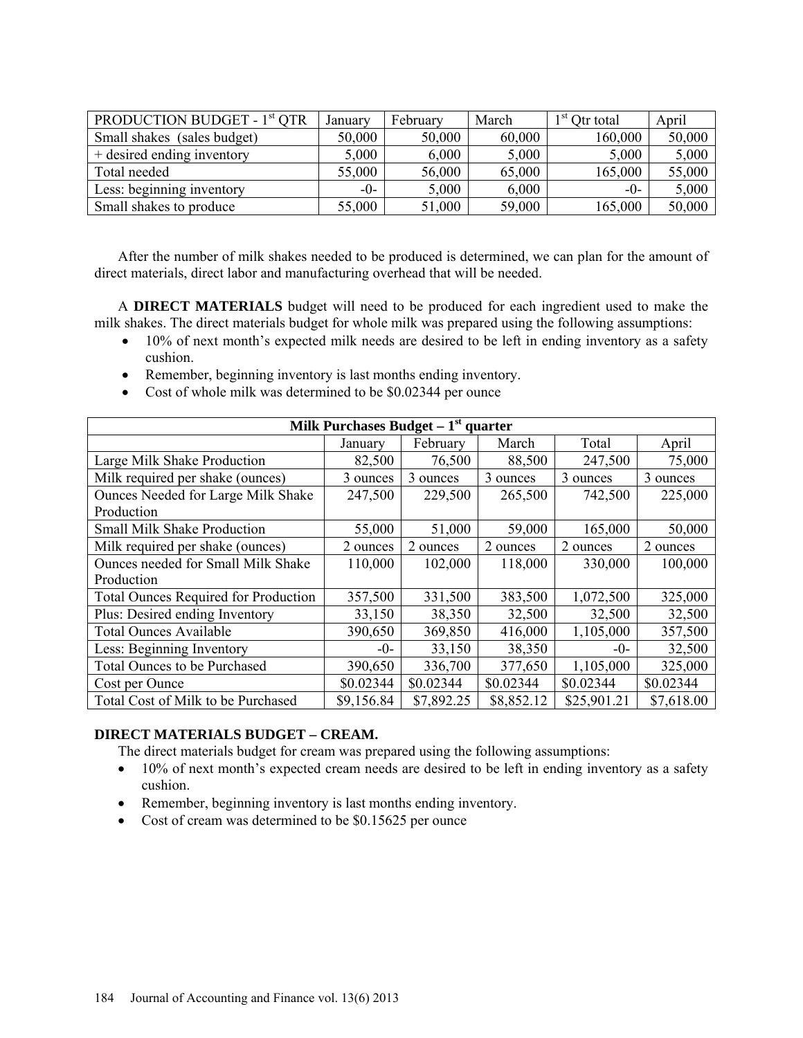| PRODUCTION BUDGET - 1st QTR | January | February | March | 1st Qtr total | April |
|---|---|---|---|---|---|
| Small shakes (sales budget) | 50,000 | 50,000 | 60,000 | 160,000 | 50,000 |
| + desired ending inventory | 5,000 | 6,000 | 5,000 | 5,000 | 5,000 |
| Total needed | 55,000 | 56,000 | 65,000 | 165,000 | 55,000 |
| Less: beginning inventory | -0- | 5,000 | 6,000 | -0- | 5,000 |
| Small shakes to produce | 55,000 | 51,000 | 59,000 | 165,000 | 50,000 |

After the number of milk shakes needed to be produced is determined, we can plan for the amount of direct materials, direct labor and manufacturing overhead that will be needed.

A **DIRECT MATERIALS** budget will need to be produced for each ingredient used to make the milk shakes. The direct materials budget for whole milk was prepared using the following assumptions:

- 10% of next month's expected milk needs are desired to be left in ending inventory as a safety cushion.
- Remember, beginning inventory is last months ending inventory.
- Cost of whole milk was determined to be $0.02344 per ounce

| **Milk Purchases Budget – 1st quarter** | | | | | |
|---|---|---|---|---|---|
| | January | February | March | Total | April |
| Large Milk Shake Production | 82,500 | 76,500 | 88,500 | 247,500 | 75,000 |
| Milk required per shake (ounces) | 3 ounces | 3 ounces | 3 ounces | 3 ounces | 3 ounces |
| Ounces Needed for Large Milk Shake Production | 247,500 | 229,500 | 265,500 | 742,500 | 225,000 |
| Small Milk Shake Production | 55,000 | 51,000 | 59,000 | 165,000 | 50,000 |
| Milk required per shake (ounces) | 2 ounces | 2 ounces | 2 ounces | 2 ounces | 2 ounces |
| Ounces needed for Small Milk Shake Production | 110,000 | 102,000 | 118,000 | 330,000 | 100,000 |
| Total Ounces Required for Production | 357,500 | 331,500 | 383,500 | 1,072,500 | 325,000 |
| Plus: Desired ending Inventory | 33,150 | 38,350 | 32,500 | 32,500 | 32,500 |
| Total Ounces Available | 390,650 | 369,850 | 416,000 | 1,105,000 | 357,500 |
| Less: Beginning Inventory | -0- | 33,150 | 38,350 | -0- | 32,500 |
| Total Ounces to be Purchased | 390,650 | 336,700 | 377,650 | 1,105,000 | 325,000 |
| Cost per Ounce | $0.02344 | $0.02344 | $0.02344 | $0.02344 | $0.02344 |
| Total Cost of Milk to be Purchased | $9,156.84 | $7,892.25 | $8,852.12 | $25,901.21 | $7,618.00 |

**DIRECT MATERIALS BUDGET – CREAM.**

The direct materials budget for cream was prepared using the following assumptions:

- 10% of next month's expected cream needs are desired to be left in ending inventory as a safety cushion.
- Remember, beginning inventory is last months ending inventory.
- Cost of cream was determined to be $0.15625 per ounce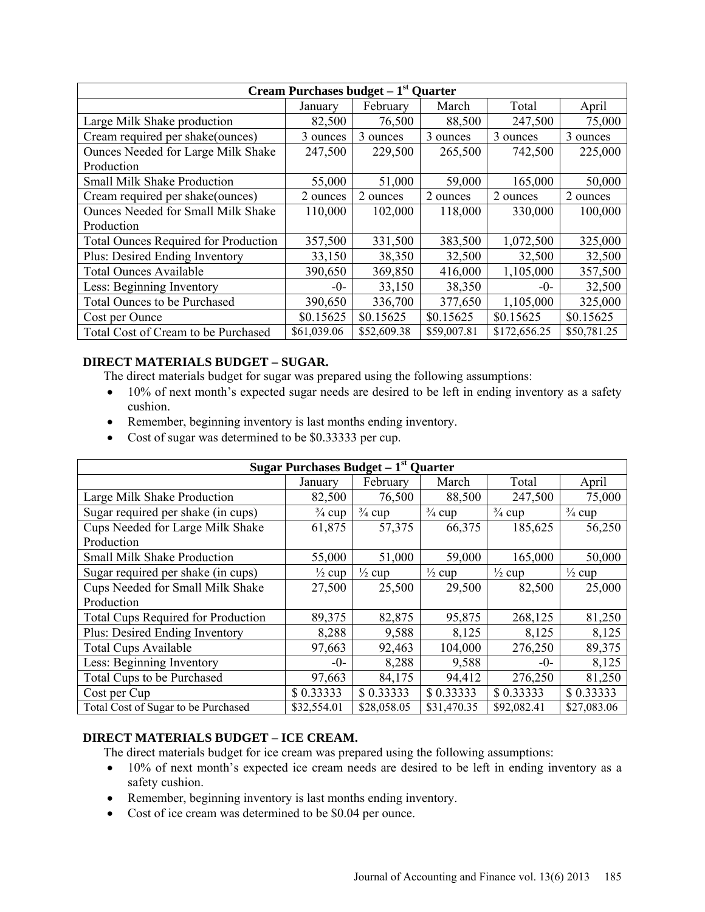| Cream Purchases budget – 1st Quarter | | | | | |
|---|---|---|---|---|---|
| | January | February | March | Total | April |
| Large Milk Shake production | 82,500 | 76,500 | 88,500 | 247,500 | 75,000 |
| Cream required per shake(ounces) | 3 ounces | 3 ounces | 3 ounces | 3 ounces | 3 ounces |
| Ounces Needed for Large Milk Shake Production | 247,500 | 229,500 | 265,500 | 742,500 | 225,000 |
| Small Milk Shake Production | 55,000 | 51,000 | 59,000 | 165,000 | 50,000 |
| Cream required per shake(ounces) | 2 ounces | 2 ounces | 2 ounces | 2 ounces | 2 ounces |
| Ounces Needed for Small Milk Shake Production | 110,000 | 102,000 | 118,000 | 330,000 | 100,000 |
| Total Ounces Required for Production | 357,500 | 331,500 | 383,500 | 1,072,500 | 325,000 |
| Plus: Desired Ending Inventory | 33,150 | 38,350 | 32,500 | 32,500 | 32,500 |
| Total Ounces Available | 390,650 | 369,850 | 416,000 | 1,105,000 | 357,500 |
| Less: Beginning Inventory | -0- | 33,150 | 38,350 | -0- | 32,500 |
| Total Ounces to be Purchased | 390,650 | 336,700 | 377,650 | 1,105,000 | 325,000 |
| Cost per Ounce | $0.15625 | $0.15625 | $0.15625 | $0.15625 | $0.15625 |
| Total Cost of Cream to be Purchased | $61,039.06 | $52,609.38 | $59,007.81 | $172,656.25 | $50,781.25 |

**DIRECT MATERIALS BUDGET – SUGAR.**

The direct materials budget for sugar was prepared using the following assumptions:

- 10% of next month's expected sugar needs are desired to be left in ending inventory as a safety cushion.
- Remember, beginning inventory is last months ending inventory.
- Cost of sugar was determined to be $0.33333 per cup.

| Sugar Purchases Budget – 1st Quarter | | | | | |
|---|---|---|---|---|---|
| | January | February | March | Total | April |
| Large Milk Shake Production | 82,500 | 76,500 | 88,500 | 247,500 | 75,000 |
| Sugar required per shake (in cups) | ¾ cup | ¾ cup | ¾ cup | ¾ cup | ¾ cup |
| Cups Needed for Large Milk Shake Production | 61,875 | 57,375 | 66,375 | 185,625 | 56,250 |
| Small Milk Shake Production | 55,000 | 51,000 | 59,000 | 165,000 | 50,000 |
| Sugar required per shake (in cups) | ½ cup | ½ cup | ½ cup | ½ cup | ½ cup |
| Cups Needed for Small Milk Shake Production | 27,500 | 25,500 | 29,500 | 82,500 | 25,000 |
| Total Cups Required for Production | 89,375 | 82,875 | 95,875 | 268,125 | 81,250 |
| Plus: Desired Ending Inventory | 8,288 | 9,588 | 8,125 | 8,125 | 8,125 |
| Total Cups Available | 97,663 | 92,463 | 104,000 | 276,250 | 89,375 |
| Less: Beginning Inventory | -0- | 8,288 | 9,588 | -0- | 8,125 |
| Total Cups to be Purchased | 97,663 | 84,175 | 94,412 | 276,250 | 81,250 |
| Cost per Cup | $ 0.33333 | $ 0.33333 | $ 0.33333 | $ 0.33333 | $ 0.33333 |
| Total Cost of Sugar to be Purchased | $32,554.01 | $28,058.05 | $31,470.35 | $92,082.41 | $27,083.06 |

**DIRECT MATERIALS BUDGET – ICE CREAM.**

The direct materials budget for ice cream was prepared using the following assumptions:

- 10% of next month's expected ice cream needs are desired to be left in ending inventory as a safety cushion.
- Remember, beginning inventory is last months ending inventory.
- Cost of ice cream was determined to be $0.04 per ounce.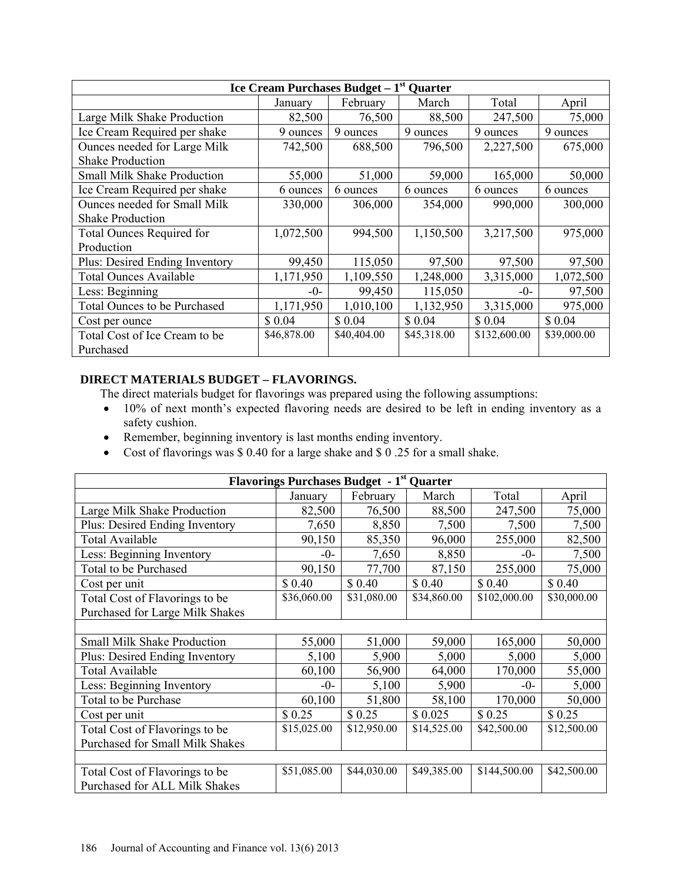| Ice Cream Purchases Budget – 1st Quarter | | | | | |
|---|---|---|---|---|---|
| | January | February | March | Total | April |
| Large Milk Shake Production | 82,500 | 76,500 | 88,500 | 247,500 | 75,000 |
| Ice Cream Required per shake | 9 ounces | 9 ounces | 9 ounces | 9 ounces | 9 ounces |
| Ounces needed for Large Milk Shake Production | 742,500 | 688,500 | 796,500 | 2,227,500 | 675,000 |
| Small Milk Shake Production | 55,000 | 51,000 | 59,000 | 165,000 | 50,000 |
| Ice Cream Required per shake | 6 ounces | 6 ounces | 6 ounces | 6 ounces | 6 ounces |
| Ounces needed for Small Milk Shake Production | 330,000 | 306,000 | 354,000 | 990,000 | 300,000 |
| Total Ounces Required for Production | 1,072,500 | 994,500 | 1,150,500 | 3,217,500 | 975,000 |
| Plus: Desired Ending Inventory | 99,450 | 115,050 | 97,500 | 97,500 | 97,500 |
| Total Ounces Available | 1,171,950 | 1,109,550 | 1,248,000 | 3,315,000 | 1,072,500 |
| Less: Beginning | -0- | 99,450 | 115,050 | -0- | 97,500 |
| Total Ounces to be Purchased | 1,171,950 | 1,010,100 | 1,132,950 | 3,315,000 | 975,000 |
| Cost per ounce | $ 0.04 | $ 0.04 | $ 0.04 | $ 0.04 | $ 0.04 |
| Total Cost of Ice Cream to be Purchased | $46,878.00 | $40,404.00 | $45,318.00 | $132,600.00 | $39,000.00 |

**DIRECT MATERIALS BUDGET – FLAVORINGS.**

The direct materials budget for flavorings was prepared using the following assumptions:

- 10% of next month's expected flavoring needs are desired to be left in ending inventory as a safety cushion.
- Remember, beginning inventory is last months ending inventory.
- Cost of flavorings was $ 0.40 for a large shake and $ 0 .25 for a small shake.

| Flavorings Purchases Budget - 1st Quarter | | | | | |
|---|---|---|---|---|---|
| | January | February | March | Total | April |
| Large Milk Shake Production | 82,500 | 76,500 | 88,500 | 247,500 | 75,000 |
| Plus: Desired Ending Inventory | 7,650 | 8,850 | 7,500 | 7,500 | 7,500 |
| Total Available | 90,150 | 85,350 | 96,000 | 255,000 | 82,500 |
| Less: Beginning Inventory | -0- | 7,650 | 8,850 | -0- | 7,500 |
| Total to be Purchased | 90,150 | 77,700 | 87,150 | 255,000 | 75,000 |
| Cost per unit | $ 0.40 | $ 0.40 | $ 0.40 | $ 0.40 | $ 0.40 |
| Total Cost of Flavorings to be Purchased for Large Milk Shakes | $36,060.00 | $31,080.00 | $34,860.00 | $102,000.00 | $30,000.00 |
| | | | | | |
| Small Milk Shake Production | 55,000 | 51,000 | 59,000 | 165,000 | 50,000 |
| Plus: Desired Ending Inventory | 5,100 | 5,900 | 5,000 | 5,000 | 5,000 |
| Total Available | 60,100 | 56,900 | 64,000 | 170,000 | 55,000 |
| Less: Beginning Inventory | -0- | 5,100 | 5,900 | -0- | 5,000 |
| Total to be Purchase | 60,100 | 51,800 | 58,100 | 170,000 | 50,000 |
| Cost per unit | $ 0.25 | $ 0.25 | $ 0.025 | $ 0.25 | $ 0.25 |
| Total Cost of Flavorings to be Purchased for Small Milk Shakes | $15,025.00 | $12,950.00 | $14,525.00 | $42,500.00 | $12,500.00 |
| | | | | | |
| Total Cost of Flavorings to be Purchased for ALL Milk Shakes | $51,085.00 | $44,030.00 | $49,385.00 | $144,500.00 | $42,500.00 |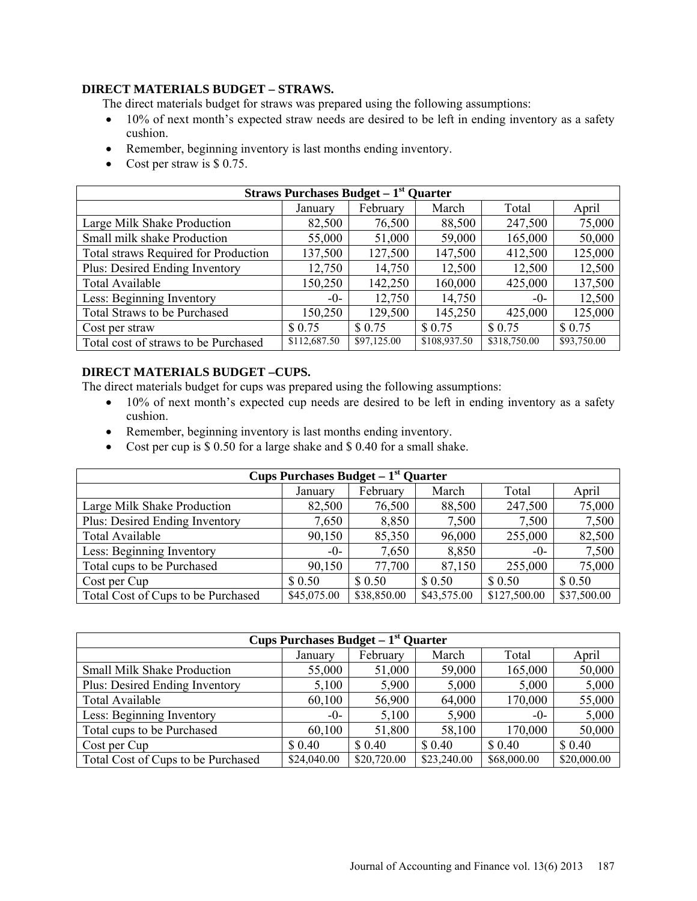**DIRECT MATERIALS BUDGET – STRAWS.**

The direct materials budget for straws was prepared using the following assumptions:

- 10% of next month's expected straw needs are desired to be left in ending inventory as a safety cushion.
- Remember, beginning inventory is last months ending inventory.
- Cost per straw is $ 0.75.

| Straws Purchases Budget – 1st Quarter | | | | | |
|---|---|---|---|---|---|
| | January | February | March | Total | April |
| Large Milk Shake Production | 82,500 | 76,500 | 88,500 | 247,500 | 75,000 |
| Small milk shake Production | 55,000 | 51,000 | 59,000 | 165,000 | 50,000 |
| Total straws Required for Production | 137,500 | 127,500 | 147,500 | 412,500 | 125,000 |
| Plus: Desired Ending Inventory | 12,750 | 14,750 | 12,500 | 12,500 | 12,500 |
| Total Available | 150,250 | 142,250 | 160,000 | 425,000 | 137,500 |
| Less: Beginning Inventory | -0- | 12,750 | 14,750 | -0- | 12,500 |
| Total Straws to be Purchased | 150,250 | 129,500 | 145,250 | 425,000 | 125,000 |
| Cost per straw | $ 0.75 | $ 0.75 | $ 0.75 | $ 0.75 | $ 0.75 |
| Total cost of straws to be Purchased | $112,687.50 | $97,125.00 | $108,937.50 | $318,750.00 | $93,750.00 |

**DIRECT MATERIALS BUDGET –CUPS.**

The direct materials budget for cups was prepared using the following assumptions:

- 10% of next month's expected cup needs are desired to be left in ending inventory as a safety cushion.
- Remember, beginning inventory is last months ending inventory.
- Cost per cup is $ 0.50 for a large shake and $ 0.40 for a small shake.

| Cups Purchases Budget – 1st Quarter | | | | | |
|---|---|---|---|---|---|
| | January | February | March | Total | April |
| Large Milk Shake Production | 82,500 | 76,500 | 88,500 | 247,500 | 75,000 |
| Plus: Desired Ending Inventory | 7,650 | 8,850 | 7,500 | 7,500 | 7,500 |
| Total Available | 90,150 | 85,350 | 96,000 | 255,000 | 82,500 |
| Less: Beginning Inventory | -0- | 7,650 | 8,850 | -0- | 7,500 |
| Total cups to be Purchased | 90,150 | 77,700 | 87,150 | 255,000 | 75,000 |
| Cost per Cup | $ 0.50 | $ 0.50 | $ 0.50 | $ 0.50 | $ 0.50 |
| Total Cost of Cups to be Purchased | $45,075.00 | $38,850.00 | $43,575.00 | $127,500.00 | $37,500.00 |

| Cups Purchases Budget – 1st Quarter | | | | | |
|---|---|---|---|---|---|
| | January | February | March | Total | April |
| Small Milk Shake Production | 55,000 | 51,000 | 59,000 | 165,000 | 50,000 |
| Plus: Desired Ending Inventory | 5,100 | 5,900 | 5,000 | 5,000 | 5,000 |
| Total Available | 60,100 | 56,900 | 64,000 | 170,000 | 55,000 |
| Less: Beginning Inventory | -0- | 5,100 | 5,900 | -0- | 5,000 |
| Total cups to be Purchased | 60,100 | 51,800 | 58,100 | 170,000 | 50,000 |
| Cost per Cup | $ 0.40 | $ 0.40 | $ 0.40 | $ 0.40 | $ 0.40 |
| Total Cost of Cups to be Purchased | $24,040.00 | $20,720.00 | $23,240.00 | $68,000.00 | $20,000.00 |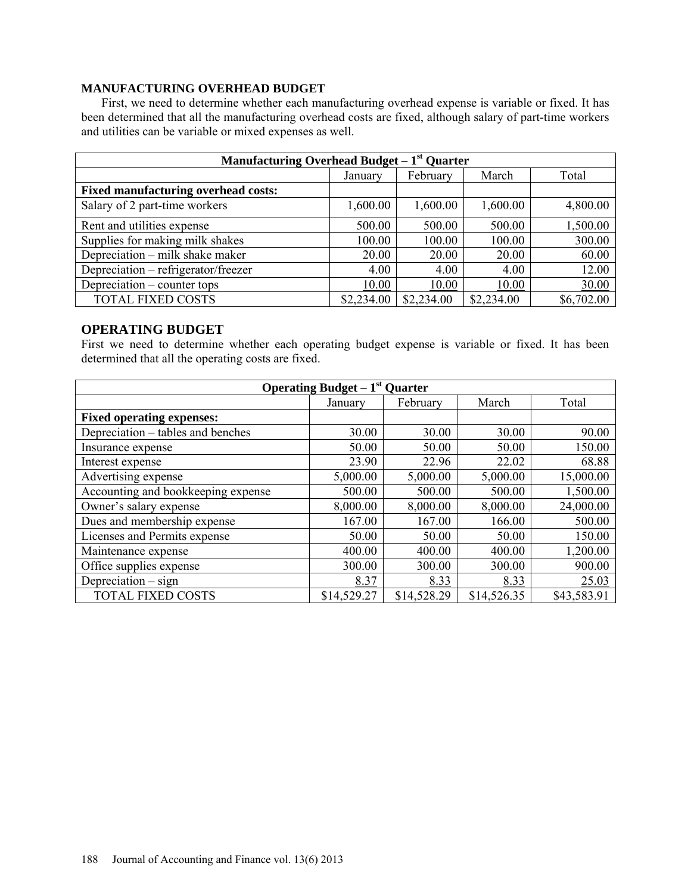## MANUFACTURING OVERHEAD BUDGET

First, we need to determine whether each manufacturing overhead expense is variable or fixed. It has been determined that all the manufacturing overhead costs are fixed, although salary of part-time workers and utilities can be variable or mixed expenses as well.

| Manufacturing Overhead Budget – 1st Quarter | | | | |
|---|---|---|---|---|
| | January | February | March | Total |
| **Fixed manufacturing overhead costs:** | | | | |
| Salary of 2 part-time workers | 1,600.00 | 1,600.00 | 1,600.00 | 4,800.00 |
| Rent and utilities expense | 500.00 | 500.00 | 500.00 | 1,500.00 |
| Supplies for making milk shakes | 100.00 | 100.00 | 100.00 | 300.00 |
| Depreciation – milk shake maker | 20.00 | 20.00 | 20.00 | 60.00 |
| Depreciation – refrigerator/freezer | 4.00 | 4.00 | 4.00 | 12.00 |
| Depreciation – counter tops | 10.00 | 10.00 | 10.00 | 30.00 |
| TOTAL FIXED COSTS | $2,234.00 | $2,234.00 | $2,234.00 | $6,702.00 |

## OPERATING BUDGET

First we need to determine whether each operating budget expense is variable or fixed. It has been determined that all the operating costs are fixed.

| Operating Budget – 1st Quarter | | | | |
|---|---|---|---|---|
| | January | February | March | Total |
| **Fixed operating expenses:** | | | | |
| Depreciation – tables and benches | 30.00 | 30.00 | 30.00 | 90.00 |
| Insurance expense | 50.00 | 50.00 | 50.00 | 150.00 |
| Interest expense | 23.90 | 22.96 | 22.02 | 68.88 |
| Advertising expense | 5,000.00 | 5,000.00 | 5,000.00 | 15,000.00 |
| Accounting and bookkeeping expense | 500.00 | 500.00 | 500.00 | 1,500.00 |
| Owner's salary expense | 8,000.00 | 8,000.00 | 8,000.00 | 24,000.00 |
| Dues and membership expense | 167.00 | 167.00 | 166.00 | 500.00 |
| Licenses and Permits expense | 50.00 | 50.00 | 50.00 | 150.00 |
| Maintenance expense | 400.00 | 400.00 | 400.00 | 1,200.00 |
| Office supplies expense | 300.00 | 300.00 | 300.00 | 900.00 |
| Depreciation – sign | 8.37 | 8.33 | 8.33 | 25.03 |
| TOTAL FIXED COSTS | $14,529.27 | $14,528.29 | $14,526.35 | $43,583.91 |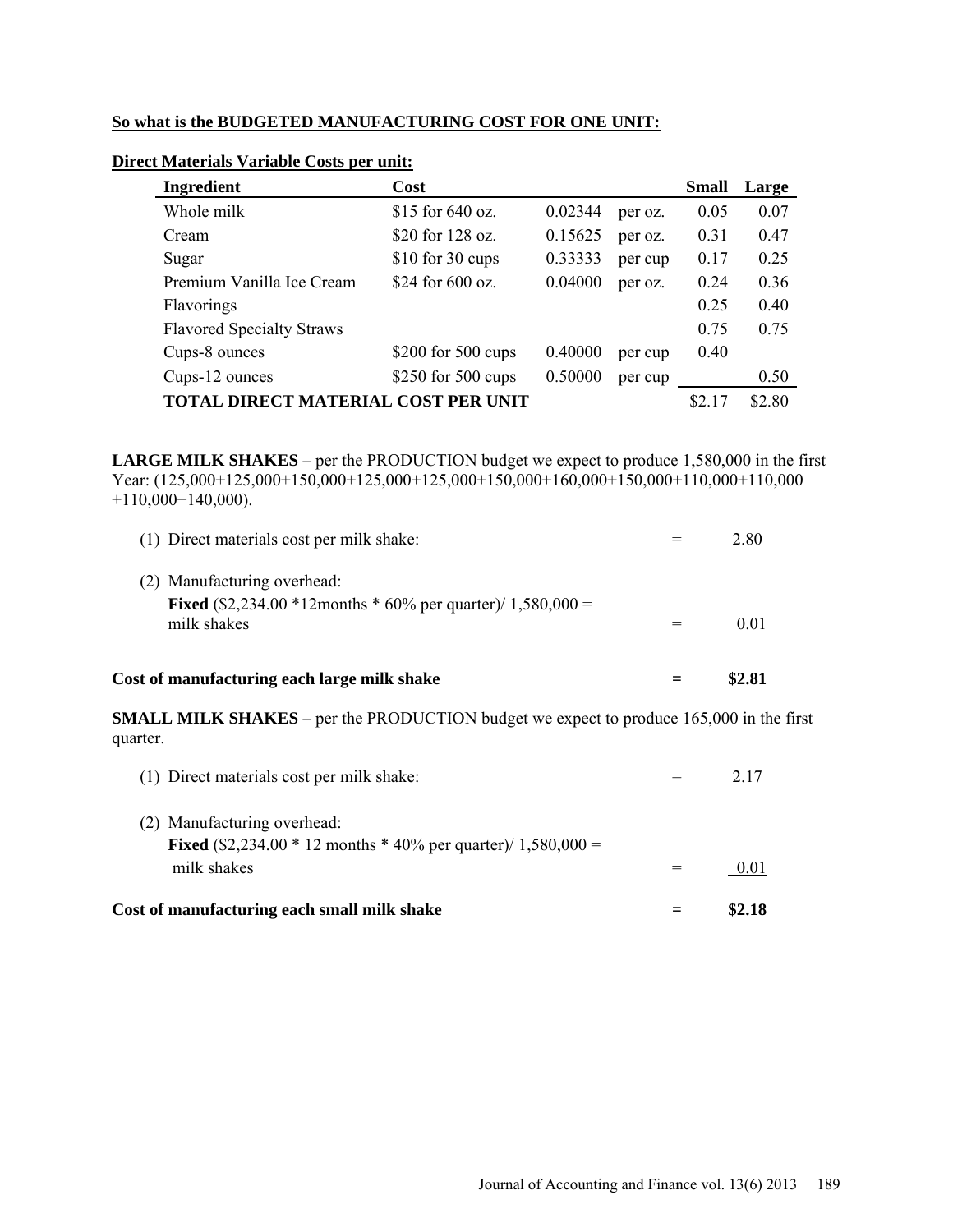**So what is the BUDGETED MANUFACTURING COST FOR ONE UNIT:**

**Direct Materials Variable Costs per unit:**

| Ingredient | Cost | | | Small | Large |
|---|---|---|---|---|---|
| Whole milk | $15 for 640 oz. | 0.02344 | per oz. | 0.05 | 0.07 |
| Cream | $20 for 128 oz. | 0.15625 | per oz. | 0.31 | 0.47 |
| Sugar | $10 for 30 cups | 0.33333 | per cup | 0.17 | 0.25 |
| Premium Vanilla Ice Cream | $24 for 600 oz. | 0.04000 | per oz. | 0.24 | 0.36 |
| Flavorings | | | | 0.25 | 0.40 |
| Flavored Specialty Straws | | | | 0.75 | 0.75 |
| Cups-8 ounces | $200 for 500 cups | 0.40000 | per cup | 0.40 | |
| Cups-12 ounces | $250 for 500 cups | 0.50000 | per cup | | 0.50 |
| **TOTAL DIRECT MATERIAL COST PER UNIT** | | | | $2.17 | $2.80 |

**LARGE MILK SHAKES** – per the PRODUCTION budget we expect to produce 1,580,000 in the first Year: (125,000+125,000+150,000+125,000+125,000+150,000+160,000+150,000+110,000+110,000+110,000+140,000).

| | | |
|---|---|---|
| (1) Direct materials cost per milk shake: | = | 2.80 |
| (2) Manufacturing overhead: **Fixed** ($2,234.00 *12months * 60% per quarter)/ 1,580,000 = milk shakes | = | 0.01 |
| **Cost of manufacturing each large milk shake** | **=** | **$2.81** |

**SMALL MILK SHAKES** – per the PRODUCTION budget we expect to produce 165,000 in the first quarter.

| | | |
|---|---|---|
| (1) Direct materials cost per milk shake: | = | 2.17 |
| (2) Manufacturing overhead: **Fixed** ($2,234.00 * 12 months * 40% per quarter)/ 1,580,000 = milk shakes | = | 0.01 |
| **Cost of manufacturing each small milk shake** | **=** | **$2.18** |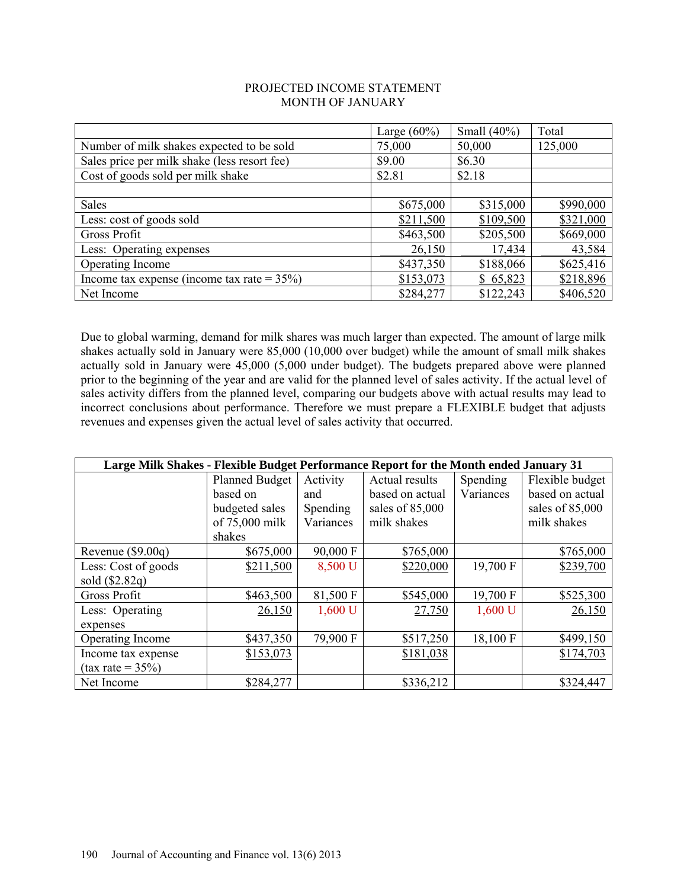PROJECTED INCOME STATEMENT
MONTH OF JANUARY

| | Large (60%) | Small (40%) | Total |
|---|---|---|---|
| Number of milk shakes expected to be sold | 75,000 | 50,000 | 125,000 |
| Sales price per milk shake (less resort fee) | $9.00 | $6.30 | |
| Cost of goods sold per milk shake | $2.81 | $2.18 | |
| | | | |
| Sales | $675,000 | $315,000 | $990,000 |
| Less: cost of goods sold | $211,500 | $109,500 | $321,000 |
| Gross Profit | $463,500 | $205,500 | $669,000 |
| Less: Operating expenses | 26,150 | 17,434 | 43,584 |
| Operating Income | $437,350 | $188,066 | $625,416 |
| Income tax expense (income tax rate = 35%) | $153,073 | $ 65,823 | $218,896 |
| Net Income | $284,277 | $122,243 | $406,520 |

Due to global warming, demand for milk shares was much larger than expected. The amount of large milk shakes actually sold in January were 85,000 (10,000 over budget) while the amount of small milk shakes actually sold in January were 45,000 (5,000 under budget). The budgets prepared above were planned prior to the beginning of the year and are valid for the planned level of sales activity. If the actual level of sales activity differs from the planned level, comparing our budgets above with actual results may lead to incorrect conclusions about performance. Therefore we must prepare a FLEXIBLE budget that adjusts revenues and expenses given the actual level of sales activity that occurred.

**Large Milk Shakes - Flexible Budget Performance Report for the Month ended January 31**

| | Planned Budget based on budgeted sales of 75,000 milk shakes | Activity and Spending Variances | Actual results based on actual sales of 85,000 milk shakes | Spending Variances | Flexible budget based on actual sales of 85,000 milk shakes |
|---|---|---|---|---|---|
| Revenue ($9.00q) | $675,000 | 90,000 F | $765,000 | | $765,000 |
| Less: Cost of goods sold ($2.82q) | $211,500 | 8,500 U | $220,000 | 19,700 F | $239,700 |
| Gross Profit | $463,500 | 81,500 F | $545,000 | 19,700 F | $525,300 |
| Less: Operating expenses | 26,150 | 1,600 U | 27,750 | 1,600 U | 26,150 |
| Operating Income | $437,350 | 79,900 F | $517,250 | 18,100 F | $499,150 |
| Income tax expense (tax rate = 35%) | $153,073 | | $181,038 | | $174,703 |
| Net Income | $284,277 | | $336,212 | | $324,447 |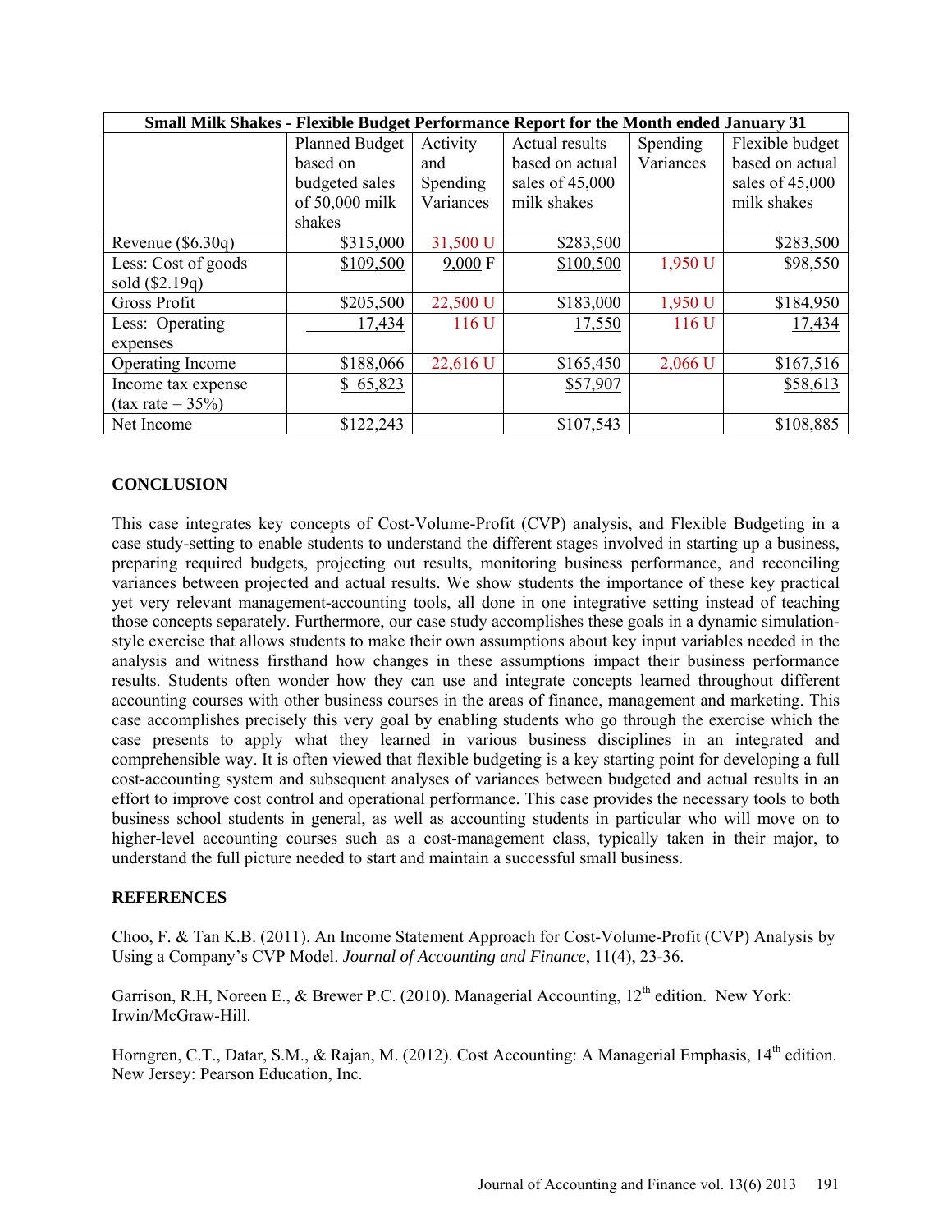| Small Milk Shakes - Flexible Budget Performance Report for the Month ended January 31 | | | | | |
|---|---|---|---|---|---|
| | Planned Budget based on budgeted sales of 50,000 milk shakes | Activity and Spending Variances | Actual results based on actual sales of 45,000 milk shakes | Spending Variances | Flexible budget based on actual sales of 45,000 milk shakes |
| Revenue ($6.30q) | $315,000 | 31,500 U | $283,500 | | $283,500 |
| Less: Cost of goods sold ($2.19q) | $109,500 | 9,000 F | $100,500 | 1,950 U | $98,550 |
| Gross Profit | $205,500 | 22,500 U | $183,000 | 1,950 U | $184,950 |
| Less: Operating expenses | 17,434 | 116 U | 17,550 | 116 U | 17,434 |
| Operating Income | $188,066 | 22,616 U | $165,450 | 2,066 U | $167,516 |
| Income tax expense (tax rate = 35%) | $ 65,823 | | $57,907 | | $58,613 |
| Net Income | $122,243 | | $107,543 | | $108,885 |

## CONCLUSION

This case integrates key concepts of Cost-Volume-Profit (CVP) analysis, and Flexible Budgeting in a case study-setting to enable students to understand the different stages involved in starting up a business, preparing required budgets, projecting out results, monitoring business performance, and reconciling variances between projected and actual results. We show students the importance of these key practical yet very relevant management-accounting tools, all done in one integrative setting instead of teaching those concepts separately. Furthermore, our case study accomplishes these goals in a dynamic simulation-style exercise that allows students to make their own assumptions about key input variables needed in the analysis and witness firsthand how changes in these assumptions impact their business performance results. Students often wonder how they can use and integrate concepts learned throughout different accounting courses with other business courses in the areas of finance, management and marketing. This case accomplishes precisely this very goal by enabling students who go through the exercise which the case presents to apply what they learned in various business disciplines in an integrated and comprehensible way. It is often viewed that flexible budgeting is a key starting point for developing a full cost-accounting system and subsequent analyses of variances between budgeted and actual results in an effort to improve cost control and operational performance. This case provides the necessary tools to both business school students in general, as well as accounting students in particular who will move on to higher-level accounting courses such as a cost-management class, typically taken in their major, to understand the full picture needed to start and maintain a successful small business.

## REFERENCES

Choo, F. & Tan K.B. (2011). An Income Statement Approach for Cost-Volume-Profit (CVP) Analysis by Using a Company's CVP Model. *Journal of Accounting and Finance*, 11(4), 23-36.

Garrison, R.H, Noreen E., & Brewer P.C. (2010). Managerial Accounting, 12th edition. New York: Irwin/McGraw-Hill.

Horngren, C.T., Datar, S.M., & Rajan, M. (2012). Cost Accounting: A Managerial Emphasis, 14th edition. New Jersey: Pearson Education, Inc.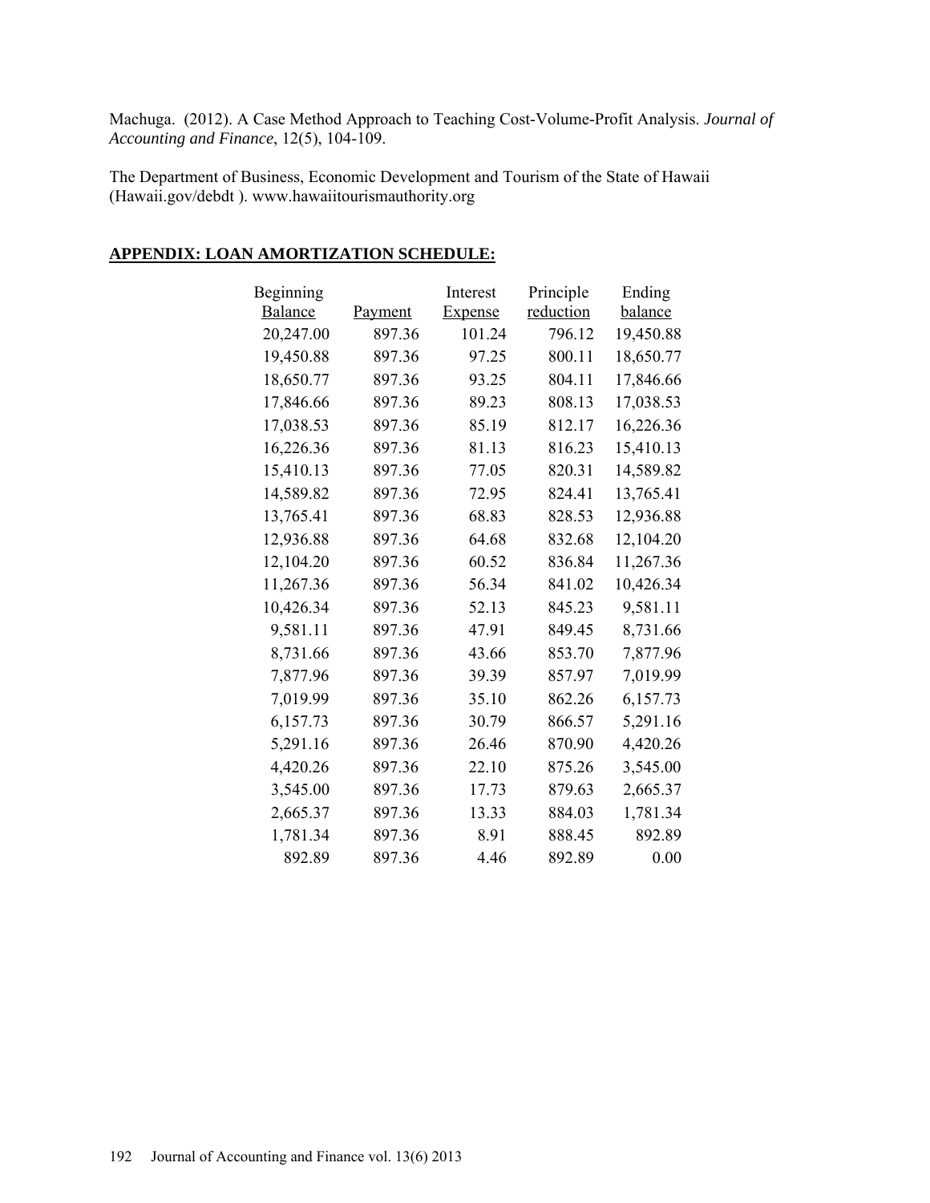Machuga. (2012). A Case Method Approach to Teaching Cost-Volume-Profit Analysis. *Journal of Accounting and Finance*, 12(5), 104-109.

The Department of Business, Economic Development and Tourism of the State of Hawaii (Hawaii.gov/debdt ). www.hawaiitourismauthority.org

## APPENDIX: LOAN AMORTIZATION SCHEDULE:

| Beginning Balance | Payment | Interest Expense | Principle reduction | Ending balance |
|---|---|---|---|---|
| 20,247.00 | 897.36 | 101.24 | 796.12 | 19,450.88 |
| 19,450.88 | 897.36 | 97.25 | 800.11 | 18,650.77 |
| 18,650.77 | 897.36 | 93.25 | 804.11 | 17,846.66 |
| 17,846.66 | 897.36 | 89.23 | 808.13 | 17,038.53 |
| 17,038.53 | 897.36 | 85.19 | 812.17 | 16,226.36 |
| 16,226.36 | 897.36 | 81.13 | 816.23 | 15,410.13 |
| 15,410.13 | 897.36 | 77.05 | 820.31 | 14,589.82 |
| 14,589.82 | 897.36 | 72.95 | 824.41 | 13,765.41 |
| 13,765.41 | 897.36 | 68.83 | 828.53 | 12,936.88 |
| 12,936.88 | 897.36 | 64.68 | 832.68 | 12,104.20 |
| 12,104.20 | 897.36 | 60.52 | 836.84 | 11,267.36 |
| 11,267.36 | 897.36 | 56.34 | 841.02 | 10,426.34 |
| 10,426.34 | 897.36 | 52.13 | 845.23 | 9,581.11 |
| 9,581.11 | 897.36 | 47.91 | 849.45 | 8,731.66 |
| 8,731.66 | 897.36 | 43.66 | 853.70 | 7,877.96 |
| 7,877.96 | 897.36 | 39.39 | 857.97 | 7,019.99 |
| 7,019.99 | 897.36 | 35.10 | 862.26 | 6,157.73 |
| 6,157.73 | 897.36 | 30.79 | 866.57 | 5,291.16 |
| 5,291.16 | 897.36 | 26.46 | 870.90 | 4,420.26 |
| 4,420.26 | 897.36 | 22.10 | 875.26 | 3,545.00 |
| 3,545.00 | 897.36 | 17.73 | 879.63 | 2,665.37 |
| 2,665.37 | 897.36 | 13.33 | 884.03 | 1,781.34 |
| 1,781.34 | 897.36 | 8.91 | 888.45 | 892.89 |
| 892.89 | 897.36 | 4.46 | 892.89 | 0.00 |